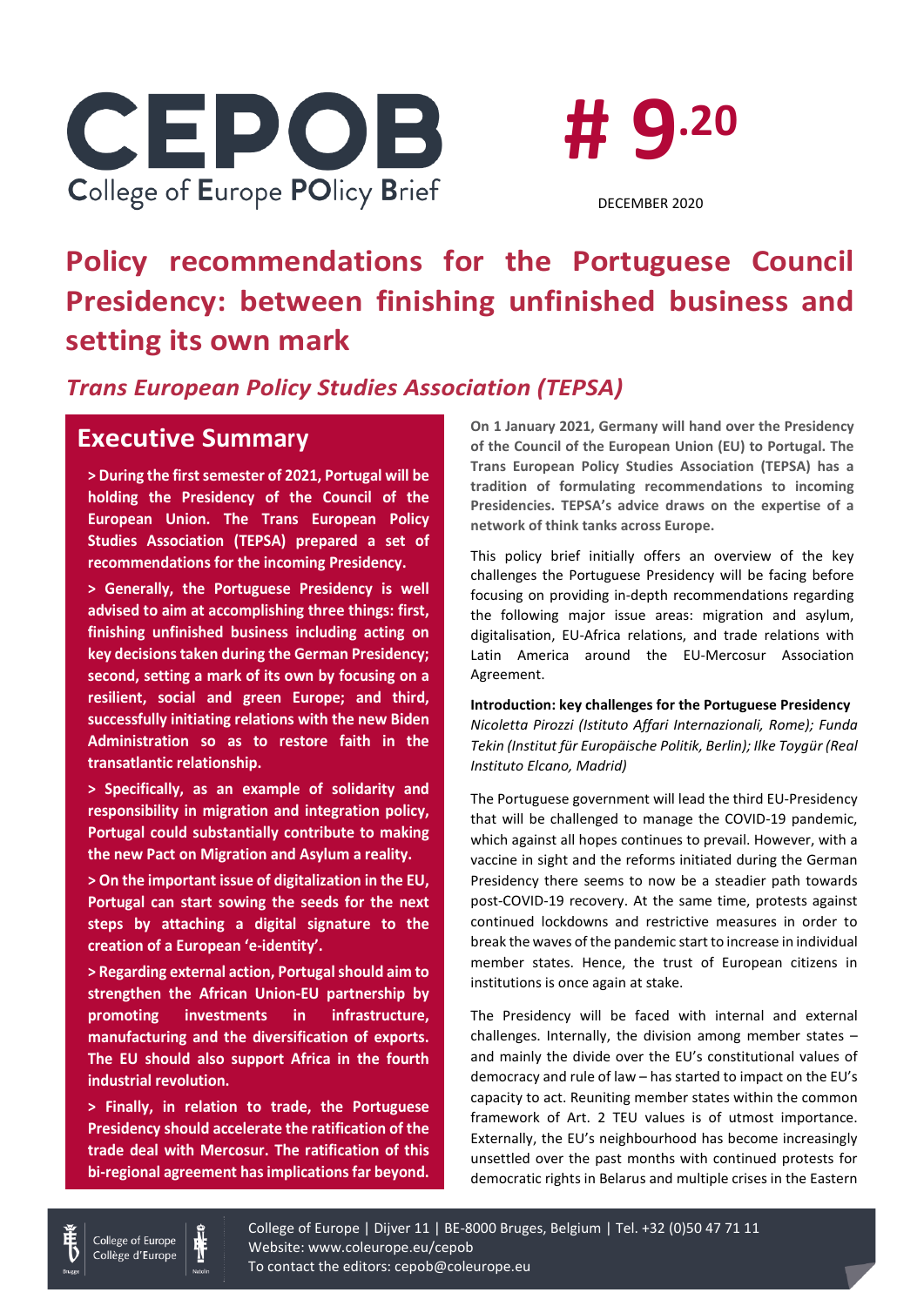# CEPOB

College of Europe POlicy Brief

# # 9.20

DECEMBER 2020

# Policy recommendations for the Portuguese Council Presidency: between finishing unfinished business and setting its own mark

## *Trans European Policy Studies Association (TEPSA)*

## Executive Summary

**> During the first semester of 2021, Portugal will be holding the Presidency of the Council of the European Union. The Trans European Policy Studies Association (TEPSA) prepared a set of recommendations for the incoming Presidency.**

**> Generally, the Portuguese Presidency is well advised to aim at accomplishing three things: first, finishing unfinished business including acting on key decisions taken during the German Presidency; second, setting a mark of its own by focusing on a resilient, social and green Europe; and third, successfully initiating relations with the new Biden Administration so as to restore faith in the transatlantic relationship.**

**> Specifically, as an example of solidarity and responsibility in migration and integration policy, Portugal could substantially contribute to making the new Pact on Migration and Asylum a reality.**

**> On the important issue of digitalization in the EU, Portugal can start sowing the seeds for the next steps by attaching a digital signature to the creation of a European 'e-identity'.**

**> Regarding external action, Portugal should aim to strengthen the African Union-EU partnership by promoting investments in infrastructure, manufacturing and the diversification of exports. The EU should also support Africa in the fourth industrial revolution.**

**> Finally, in relation to trade, the Portuguese Presidency should accelerate the ratification of the trade deal with Mercosur. The ratification of this bi-regional agreement has implications far beyond.**

**On 1 January 2021, Germany will hand over the Presidency of the Council of the European Union (EU) to Portugal. The Trans European Policy Studies Association (TEPSA) has a tradition of formulating recommendations to incoming Presidencies. TEPSA's advice draws on the expertise of a network of think tanks across Europe.**

This policy brief initially offers an overview of the key challenges the Portuguese Presidency will be facing before focusing on providing in-depth recommendations regarding the following major issue areas: migration and asylum, digitalisation, EU-Africa relations, and trade relations with Latin America around the EU-Mercosur Association Agreement.

**Introduction: key challenges for the Portuguese Presidency**

*Nicoletta Pirozzi (Istituto Affari Internazionali, Rome); Funda Tekin (Institut für Europäische Politik, Berlin); Ilke Toygür (Real Instituto Elcano, Madrid)*

The Portuguese government will lead the third EU-Presidency that will be challenged to manage the COVID-19 pandemic, which against all hopes continues to prevail. However, with a vaccine in sight and the reforms initiated during the German Presidency there seems to now be a steadier path towards post-COVID-19 recovery. At the same time, protests against continued lockdowns and restrictive measures in order to break the waves of the pandemic start to increase in individual member states. Hence, the trust of European citizens in institutions is once again at stake.

The Presidency will be faced with internal and external challenges. Internally, the division among member states – and mainly the divide over the EU's constitutional values of democracy and rule of law – has started to impact on the EU's capacity to act. Reuniting member states within the common framework of Art. 2 TEU values is of utmost importance. Externally, the EU's neighbourhood has become increasingly unsettled over the past months with continued protests for democratic rights in Belarus and multiple crises in the Eastern

College of Europe | Dijver 11 | BE-8000 Bruges, Belgium | Tel. +32 (0)50 47 71 11
Website: www.coleurope.eu/cepob
To contact the editors: cepob@coleurope.eu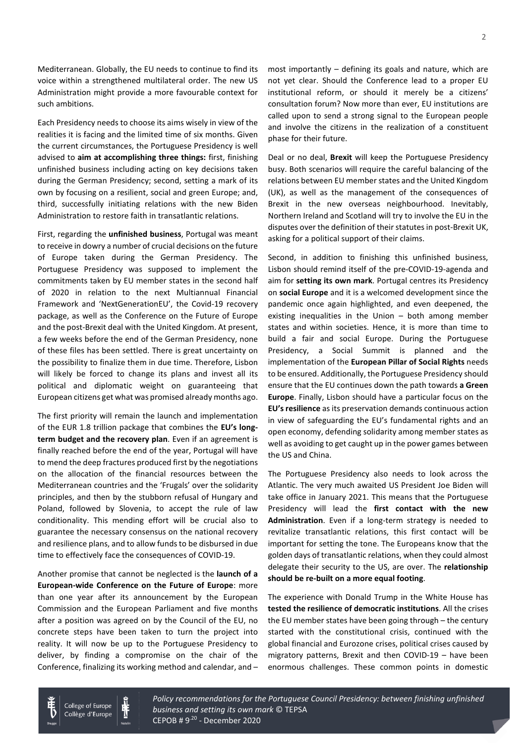Mediterranean. Globally, the EU needs to continue to find its voice within a strengthened multilateral order. The new US Administration might provide a more favourable context for such ambitions.

Each Presidency needs to choose its aims wisely in view of the realities it is facing and the limited time of six months. Given the current circumstances, the Portuguese Presidency is well advised to **aim at accomplishing three things:** first, finishing unfinished business including acting on key decisions taken during the German Presidency; second, setting a mark of its own by focusing on a resilient, social and green Europe; and, third, successfully initiating relations with the new Biden Administration to restore faith in transatlantic relations.

First, regarding the **unfinished business**, Portugal was meant to receive in dowry a number of crucial decisions on the future of Europe taken during the German Presidency. The Portuguese Presidency was supposed to implement the commitments taken by EU member states in the second half of 2020 in relation to the next Multiannual Financial Framework and 'NextGenerationEU', the Covid-19 recovery package, as well as the Conference on the Future of Europe and the post-Brexit deal with the United Kingdom. At present, a few weeks before the end of the German Presidency, none of these files has been settled. There is great uncertainty on the possibility to finalize them in due time. Therefore, Lisbon will likely be forced to change its plans and invest all its political and diplomatic weight on guaranteeing that European citizens get what was promised already months ago.

The first priority will remain the launch and implementation of the EUR 1.8 trillion package that combines the **EU's long-term budget and the recovery plan**. Even if an agreement is finally reached before the end of the year, Portugal will have to mend the deep fractures produced first by the negotiations on the allocation of the financial resources between the Mediterranean countries and the 'Frugals' over the solidarity principles, and then by the stubborn refusal of Hungary and Poland, followed by Slovenia, to accept the rule of law conditionality. This mending effort will be crucial also to guarantee the necessary consensus on the national recovery and resilience plans, and to allow funds to be disbursed in due time to effectively face the consequences of COVID-19.

Another promise that cannot be neglected is the **launch of a European-wide Conference on the Future of Europe**: more than one year after its announcement by the European Commission and the European Parliament and five months after a position was agreed on by the Council of the EU, no concrete steps have been taken to turn the project into reality. It will now be up to the Portuguese Presidency to deliver, by finding a compromise on the chair of the Conference, finalizing its working method and calendar, and – most importantly – defining its goals and nature, which are not yet clear. Should the Conference lead to a proper EU institutional reform, or should it merely be a citizens' consultation forum? Now more than ever, EU institutions are called upon to send a strong signal to the European people and involve the citizens in the realization of a constituent phase for their future.

Deal or no deal, **Brexit** will keep the Portuguese Presidency busy. Both scenarios will require the careful balancing of the relations between EU member states and the United Kingdom (UK), as well as the management of the consequences of Brexit in the new overseas neighbourhood. Inevitably, Northern Ireland and Scotland will try to involve the EU in the disputes over the definition of their statutes in post-Brexit UK, asking for a political support of their claims.

Second, in addition to finishing this unfinished business, Lisbon should remind itself of the pre-COVID-19-agenda and aim for **setting its own mark**. Portugal centres its Presidency on **social Europe** and it is a welcomed development since the pandemic once again highlighted, and even deepened, the existing inequalities in the Union – both among member states and within societies. Hence, it is more than time to build a fair and social Europe. During the Portuguese Presidency, a Social Summit is planned and the implementation of the **European Pillar of Social Rights** needs to be ensured. Additionally, the Portuguese Presidency should ensure that the EU continues down the path towards **a Green Europe**. Finally, Lisbon should have a particular focus on the **EU's resilience** as its preservation demands continuous action in view of safeguarding the EU's fundamental rights and an open economy, defending solidarity among member states as well as avoiding to get caught up in the power games between the US and China.

The Portuguese Presidency also needs to look across the Atlantic. The very much awaited US President Joe Biden will take office in January 2021. This means that the Portuguese Presidency will lead the **first contact with the new Administration**. Even if a long-term strategy is needed to revitalize transatlantic relations, this first contact will be important for setting the tone. The Europeans know that the golden days of transatlantic relations, when they could almost delegate their security to the US, are over. The **relationship should be re-built on a more equal footing**.

The experience with Donald Trump in the White House has **tested the resilience of democratic institutions**. All the crises the EU member states have been going through – the century started with the constitutional crisis, continued with the global financial and Eurozone crises, political crises caused by migratory patterns, Brexit and then COVID-19 – have been enormous challenges. These common points in domestic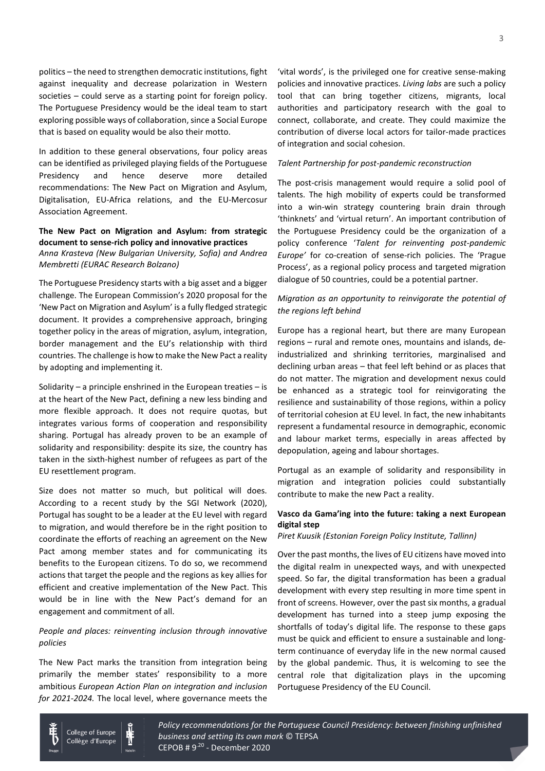politics – the need to strengthen democratic institutions, fight against inequality and decrease polarization in Western societies – could serve as a starting point for foreign policy. The Portuguese Presidency would be the ideal team to start exploring possible ways of collaboration, since a Social Europe that is based on equality would be also their motto.

In addition to these general observations, four policy areas can be identified as privileged playing fields of the Portuguese Presidency and hence deserve more detailed recommendations: The New Pact on Migration and Asylum, Digitalisation, EU-Africa relations, and the EU-Mercosur Association Agreement.

**The New Pact on Migration and Asylum: from strategic document to sense-rich policy and innovative practices**

*Anna Krasteva (New Bulgarian University, Sofia) and Andrea Membretti (EURAC Research Bolzano)*

The Portuguese Presidency starts with a big asset and a bigger challenge. The European Commission's 2020 proposal for the 'New Pact on Migration and Asylum' is a fully fledged strategic document. It provides a comprehensive approach, bringing together policy in the areas of migration, asylum, integration, border management and the EU's relationship with third countries. The challenge is how to make the New Pact a reality by adopting and implementing it.

Solidarity – a principle enshrined in the European treaties – is at the heart of the New Pact, defining a new less binding and more flexible approach. It does not require quotas, but integrates various forms of cooperation and responsibility sharing. Portugal has already proven to be an example of solidarity and responsibility: despite its size, the country has taken in the sixth-highest number of refugees as part of the EU resettlement program.

Size does not matter so much, but political will does. According to a recent study by the SGI Network (2020), Portugal has sought to be a leader at the EU level with regard to migration, and would therefore be in the right position to coordinate the efforts of reaching an agreement on the New Pact among member states and for communicating its benefits to the European citizens. To do so, we recommend actions that target the people and the regions as key allies for efficient and creative implementation of the New Pact. This would be in line with the New Pact's demand for an engagement and commitment of all.

*People and places: reinventing inclusion through innovative policies*

The New Pact marks the transition from integration being primarily the member states' responsibility to a more ambitious *European Action Plan on integration and inclusion for 2021-2024.* The local level, where governance meets the 'vital words', is the privileged one for creative sense-making policies and innovative practices. *Living labs* are such a policy tool that can bring together citizens, migrants, local authorities and participatory research with the goal to connect, collaborate, and create. They could maximize the contribution of diverse local actors for tailor-made practices of integration and social cohesion.

*Talent Partnership for post-pandemic reconstruction*

The post-crisis management would require a solid pool of talents. The high mobility of experts could be transformed into a win-win strategy countering brain drain through 'thinknets' and 'virtual return'. An important contribution of the Portuguese Presidency could be the organization of a policy conference '*Talent for reinventing post-pandemic Europe'* for co-creation of sense-rich policies. The 'Prague Process', as a regional policy process and targeted migration dialogue of 50 countries, could be a potential partner.

*Migration as an opportunity to reinvigorate the potential of the regions left behind*

Europe has a regional heart, but there are many European regions – rural and remote ones, mountains and islands, de-industrialized and shrinking territories, marginalised and declining urban areas – that feel left behind or as places that do not matter. The migration and development nexus could be enhanced as a strategic tool for reinvigorating the resilience and sustainability of those regions, within a policy of territorial cohesion at EU level. In fact, the new inhabitants represent a fundamental resource in demographic, economic and labour market terms, especially in areas affected by depopulation, ageing and labour shortages.

Portugal as an example of solidarity and responsibility in migration and integration policies could substantially contribute to make the new Pact a reality.

**Vasco da Gama'ing into the future: taking a next European digital step**

*Piret Kuusik (Estonian Foreign Policy Institute, Tallinn)*

Over the past months, the lives of EU citizens have moved into the digital realm in unexpected ways, and with unexpected speed. So far, the digital transformation has been a gradual development with every step resulting in more time spent in front of screens. However, over the past six months, a gradual development has turned into a steep jump exposing the shortfalls of today's digital life. The response to these gaps must be quick and efficient to ensure a sustainable and long-term continuance of everyday life in the new normal caused by the global pandemic. Thus, it is welcoming to see the central role that digitalization plays in the upcoming Portuguese Presidency of the EU Council.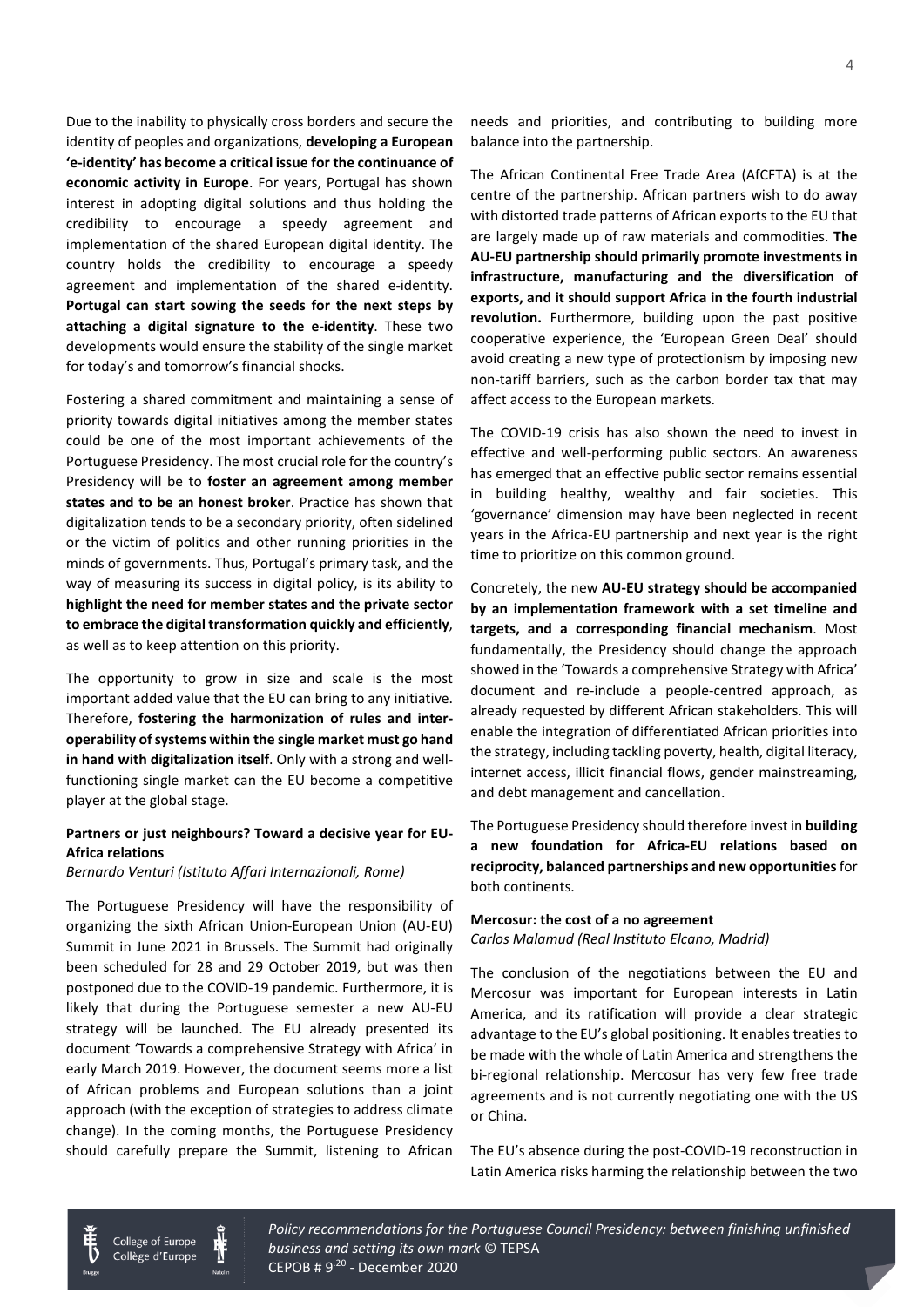Due to the inability to physically cross borders and secure the identity of peoples and organizations, **developing a European 'e-identity' has become a critical issue for the continuance of economic activity in Europe**. For years, Portugal has shown interest in adopting digital solutions and thus holding the credibility to encourage a speedy agreement and implementation of the shared European digital identity. The country holds the credibility to encourage a speedy agreement and implementation of the shared e-identity. **Portugal can start sowing the seeds for the next steps by attaching a digital signature to the e-identity**. These two developments would ensure the stability of the single market for today's and tomorrow's financial shocks.

Fostering a shared commitment and maintaining a sense of priority towards digital initiatives among the member states could be one of the most important achievements of the Portuguese Presidency. The most crucial role for the country's Presidency will be to **foster an agreement among member states and to be an honest broker**. Practice has shown that digitalization tends to be a secondary priority, often sidelined or the victim of politics and other running priorities in the minds of governments. Thus, Portugal's primary task, and the way of measuring its success in digital policy, is its ability to **highlight the need for member states and the private sector to embrace the digital transformation quickly and efficiently**, as well as to keep attention on this priority.

The opportunity to grow in size and scale is the most important added value that the EU can bring to any initiative. Therefore, **fostering the harmonization of rules and inter-operability of systems within the single market must go hand in hand with digitalization itself**. Only with a strong and well-functioning single market can the EU become a competitive player at the global stage.

### Partners or just neighbours? Toward a decisive year for EU-Africa relations

*Bernardo Venturi (Istituto Affari Internazionali, Rome)*

The Portuguese Presidency will have the responsibility of organizing the sixth African Union-European Union (AU-EU) Summit in June 2021 in Brussels. The Summit had originally been scheduled for 28 and 29 October 2019, but was then postponed due to the COVID-19 pandemic. Furthermore, it is likely that during the Portuguese semester a new AU-EU strategy will be launched. The EU already presented its document 'Towards a comprehensive Strategy with Africa' in early March 2019. However, the document seems more a list of African problems and European solutions than a joint approach (with the exception of strategies to address climate change). In the coming months, the Portuguese Presidency should carefully prepare the Summit, listening to African needs and priorities, and contributing to building more balance into the partnership.

The African Continental Free Trade Area (AfCFTA) is at the centre of the partnership. African partners wish to do away with distorted trade patterns of African exports to the EU that are largely made up of raw materials and commodities. **The AU-EU partnership should primarily promote investments in infrastructure, manufacturing and the diversification of exports, and it should support Africa in the fourth industrial revolution.** Furthermore, building upon the past positive cooperative experience, the 'European Green Deal' should avoid creating a new type of protectionism by imposing new non-tariff barriers, such as the carbon border tax that may affect access to the European markets.

The COVID-19 crisis has also shown the need to invest in effective and well-performing public sectors. An awareness has emerged that an effective public sector remains essential in building healthy, wealthy and fair societies. This 'governance' dimension may have been neglected in recent years in the Africa-EU partnership and next year is the right time to prioritize on this common ground.

Concretely, the new **AU-EU strategy should be accompanied by an implementation framework with a set timeline and targets, and a corresponding financial mechanism**. Most fundamentally, the Presidency should change the approach showed in the 'Towards a comprehensive Strategy with Africa' document and re-include a people-centred approach, as already requested by different African stakeholders. This will enable the integration of differentiated African priorities into the strategy, including tackling poverty, health, digital literacy, internet access, illicit financial flows, gender mainstreaming, and debt management and cancellation.

The Portuguese Presidency should therefore invest in **building a new foundation for Africa-EU relations based on reciprocity, balanced partnerships and new opportunities** for both continents.

### Mercosur: the cost of a no agreement

*Carlos Malamud (Real Instituto Elcano, Madrid)*

The conclusion of the negotiations between the EU and Mercosur was important for European interests in Latin America, and its ratification will provide a clear strategic advantage to the EU's global positioning. It enables treaties to be made with the whole of Latin America and strengthens the bi-regional relationship. Mercosur has very few free trade agreements and is not currently negotiating one with the US or China.

The EU's absence during the post-COVID-19 reconstruction in Latin America risks harming the relationship between the two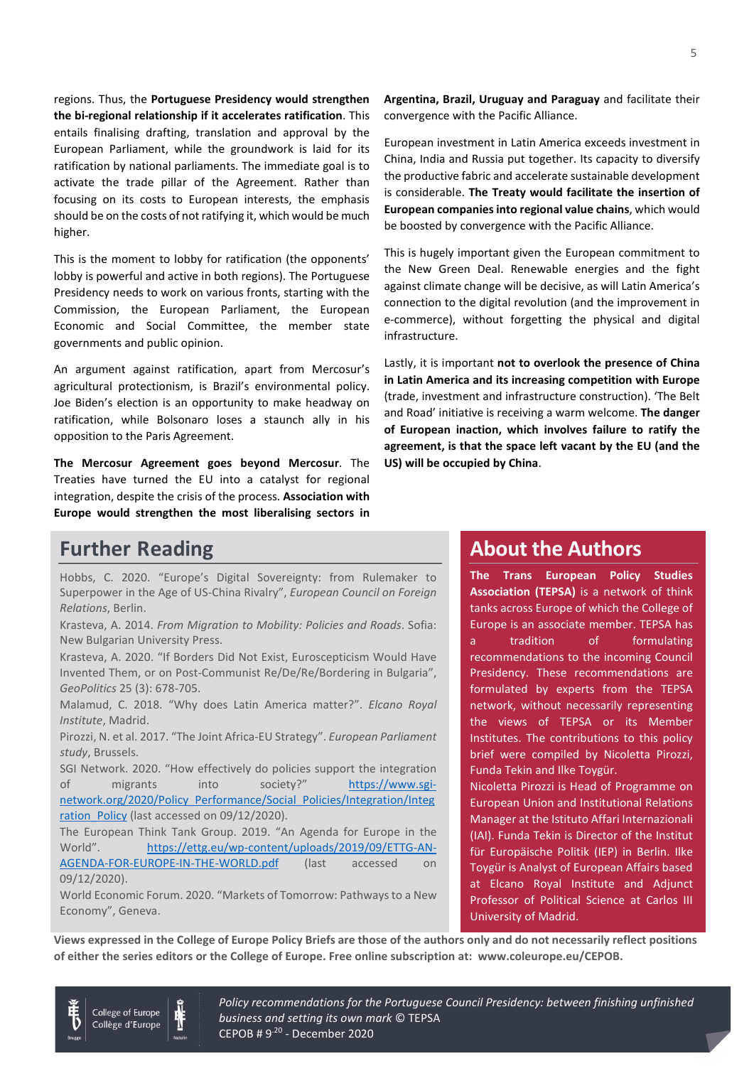regions. Thus, the **Portuguese Presidency would strengthen the bi-regional relationship if it accelerates ratification**. This entails finalising drafting, translation and approval by the European Parliament, while the groundwork is laid for its ratification by national parliaments. The immediate goal is to activate the trade pillar of the Agreement. Rather than focusing on its costs to European interests, the emphasis should be on the costs of not ratifying it, which would be much higher.

This is the moment to lobby for ratification (the opponents' lobby is powerful and active in both regions). The Portuguese Presidency needs to work on various fronts, starting with the Commission, the European Parliament, the European Economic and Social Committee, the member state governments and public opinion.

An argument against ratification, apart from Mercosur's agricultural protectionism, is Brazil's environmental policy. Joe Biden's election is an opportunity to make headway on ratification, while Bolsonaro loses a staunch ally in his opposition to the Paris Agreement.

**The Mercosur Agreement goes beyond Mercosur**. The Treaties have turned the EU into a catalyst for regional integration, despite the crisis of the process. **Association with Europe would strengthen the most liberalising sectors in Argentina, Brazil, Uruguay and Paraguay** and facilitate their convergence with the Pacific Alliance.

European investment in Latin America exceeds investment in China, India and Russia put together. Its capacity to diversify the productive fabric and accelerate sustainable development is considerable. **The Treaty would facilitate the insertion of European companies into regional value chains**, which would be boosted by convergence with the Pacific Alliance.

This is hugely important given the European commitment to the New Green Deal. Renewable energies and the fight against climate change will be decisive, as will Latin America's connection to the digital revolution (and the improvement in e-commerce), without forgetting the physical and digital infrastructure.

Lastly, it is important **not to overlook the presence of China in Latin America and its increasing competition with Europe** (trade, investment and infrastructure construction). 'The Belt and Road' initiative is receiving a warm welcome. **The danger of European inaction, which involves failure to ratify the agreement, is that the space left vacant by the EU (and the US) will be occupied by China**.

## Further Reading

Hobbs, C. 2020. "Europe's Digital Sovereignty: from Rulemaker to Superpower in the Age of US-China Rivalry", *European Council on Foreign Relations*, Berlin.

Krasteva, A. 2014. *From Migration to Mobility: Policies and Roads*. Sofia: New Bulgarian University Press.

Krasteva, A. 2020. "If Borders Did Not Exist, Euroscepticism Would Have Invented Them, or on Post-Communist Re/De/Re/Bordering in Bulgaria", *GeoPolitics* 25 (3): 678-705.

Malamud, C. 2018. "Why does Latin America matter?". *Elcano Royal Institute*, Madrid.

Pirozzi, N. et al. 2017. "The Joint Africa-EU Strategy". *European Parliament study*, Brussels.

SGI Network. 2020. "How effectively do policies support the integration of migrants into society?" https://www.sgi-network.org/2020/Policy_Performance/Social_Policies/Integration/Integration_Policy (last accessed on 09/12/2020).

The European Think Tank Group. 2019. "An Agenda for Europe in the World". https://ettg.eu/wp-content/uploads/2019/09/ETTG-AN-AGENDA-FOR-EUROPE-IN-THE-WORLD.pdf (last accessed on 09/12/2020).

World Economic Forum. 2020. "Markets of Tomorrow: Pathways to a New Economy", Geneva.

## About the Authors

**The Trans European Policy Studies Association (TEPSA)** is a network of think tanks across Europe of which the College of Europe is an associate member. TEPSA has a tradition of formulating recommendations to the incoming Council Presidency. These recommendations are formulated by experts from the TEPSA network, without necessarily representing the views of TEPSA or its Member Institutes. The contributions to this policy brief were compiled by Nicoletta Pirozzi, Funda Tekin and Ilke Toygür.

Nicoletta Pirozzi is Head of Programme on European Union and Institutional Relations Manager at the Istituto Affari Internazionali (IAI). Funda Tekin is Director of the Institut für Europäische Politik (IEP) in Berlin. Ilke Toygür is Analyst of European Affairs based at Elcano Royal Institute and Adjunct Professor of Political Science at Carlos III University of Madrid.

**Views expressed in the College of Europe Policy Briefs are those of the authors only and do not necessarily reflect positions of either the series editors or the College of Europe. Free online subscription at: www.coleurope.eu/CEPOB.**

College of Europe
Collège d'Europe

*Policy recommendations for the Portuguese Council Presidency: between finishing unfinished business and setting its own mark* © TEPSA
CEPOB # 9.20 - December 2020